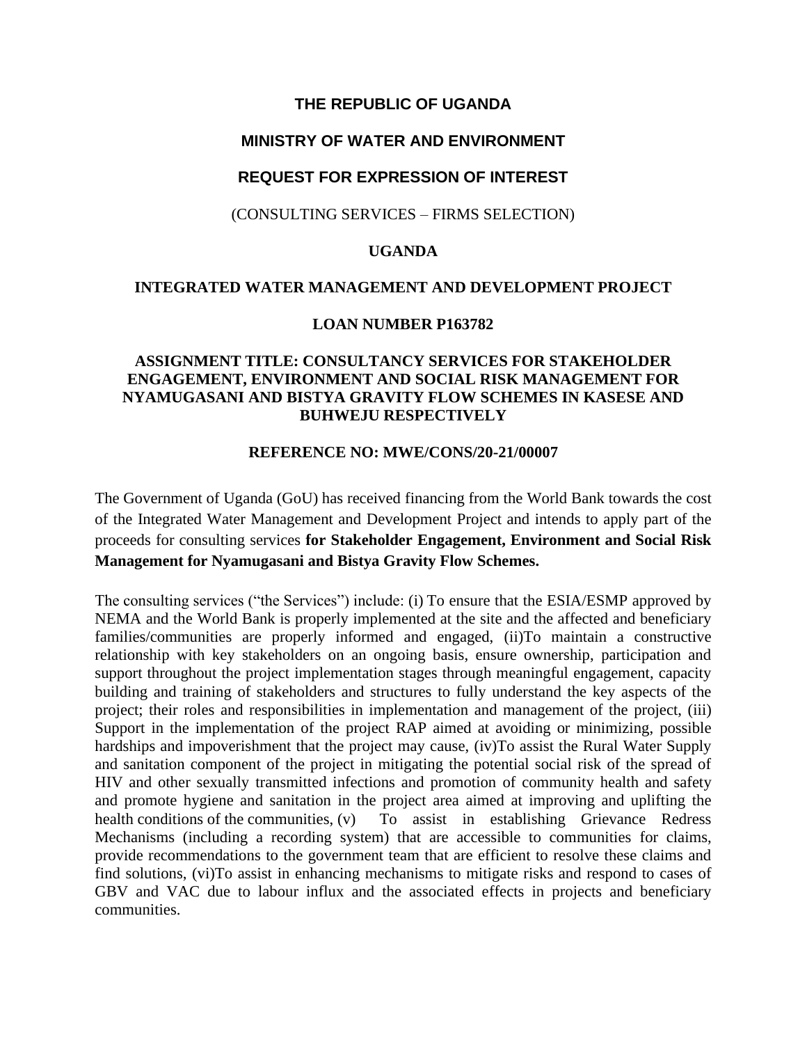**THE REPUBLIC OF UGANDA**

**MINISTRY OF WATER AND ENVIRONMENT**

**REQUEST FOR EXPRESSION OF INTEREST**

(CONSULTING SERVICES – FIRMS SELECTION)

**UGANDA**

**INTEGRATED WATER MANAGEMENT AND DEVELOPMENT PROJECT**

**LOAN NUMBER P163782**

**ASSIGNMENT TITLE: CONSULTANCY SERVICES FOR STAKEHOLDER ENGAGEMENT, ENVIRONMENT AND SOCIAL RISK MANAGEMENT FOR NYAMUGASANI AND BISTYA GRAVITY FLOW SCHEMES IN KASESE AND BUHWEJU RESPECTIVELY**

**REFERENCE NO: MWE/CONS/20-21/00007**

The Government of Uganda (GoU) has received financing from the World Bank towards the cost of the Integrated Water Management and Development Project and intends to apply part of the proceeds for consulting services **for Stakeholder Engagement, Environment and Social Risk Management for Nyamugasani and Bistya Gravity Flow Schemes.**

The consulting services ("the Services") include: (i) To ensure that the ESIA/ESMP approved by NEMA and the World Bank is properly implemented at the site and the affected and beneficiary families/communities are properly informed and engaged, (ii)To maintain a constructive relationship with key stakeholders on an ongoing basis, ensure ownership, participation and support throughout the project implementation stages through meaningful engagement, capacity building and training of stakeholders and structures to fully understand the key aspects of the project; their roles and responsibilities in implementation and management of the project, (iii) Support in the implementation of the project RAP aimed at avoiding or minimizing, possible hardships and impoverishment that the project may cause, (iv)To assist the Rural Water Supply and sanitation component of the project in mitigating the potential social risk of the spread of HIV and other sexually transmitted infections and promotion of community health and safety and promote hygiene and sanitation in the project area aimed at improving and uplifting the health conditions of the communities, (v) To assist in establishing Grievance Redress Mechanisms (including a recording system) that are accessible to communities for claims, provide recommendations to the government team that are efficient to resolve these claims and find solutions, (vi)To assist in enhancing mechanisms to mitigate risks and respond to cases of GBV and VAC due to labour influx and the associated effects in projects and beneficiary communities.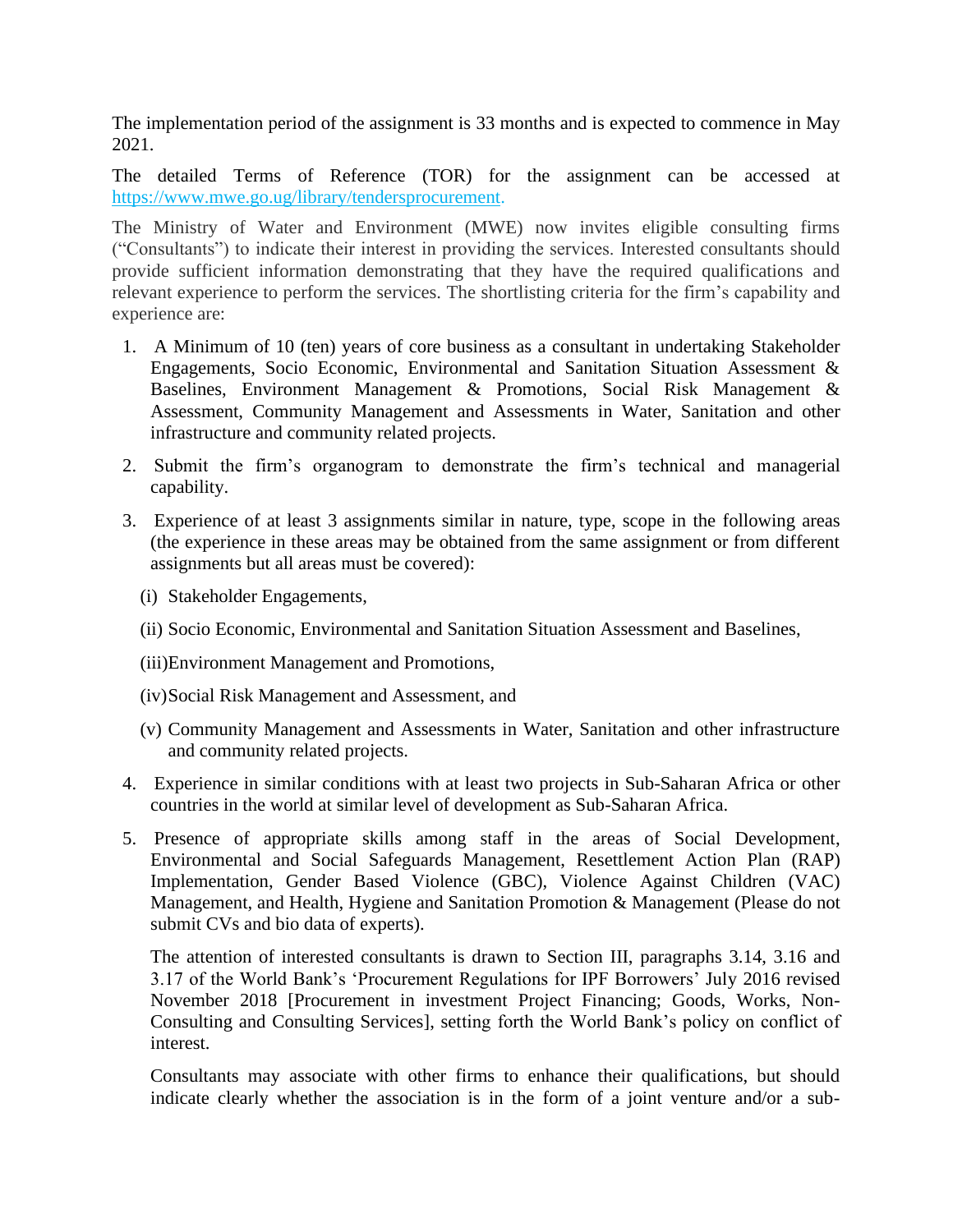The implementation period of the assignment is 33 months and is expected to commence in May 2021.

The detailed Terms of Reference (TOR) for the assignment can be accessed at https://www.mwe.go.ug/library/tendersprocurement.

The Ministry of Water and Environment (MWE) now invites eligible consulting firms ("Consultants") to indicate their interest in providing the services. Interested consultants should provide sufficient information demonstrating that they have the required qualifications and relevant experience to perform the services. The shortlisting criteria for the firm's capability and experience are:

1. A Minimum of 10 (ten) years of core business as a consultant in undertaking Stakeholder Engagements, Socio Economic, Environmental and Sanitation Situation Assessment & Baselines, Environment Management & Promotions, Social Risk Management & Assessment, Community Management and Assessments in Water, Sanitation and other infrastructure and community related projects.
2. Submit the firm's organogram to demonstrate the firm's technical and managerial capability.
3. Experience of at least 3 assignments similar in nature, type, scope in the following areas (the experience in these areas may be obtained from the same assignment or from different assignments but all areas must be covered):
   (i) Stakeholder Engagements,
   (ii) Socio Economic, Environmental and Sanitation Situation Assessment and Baselines,
   (iii) Environment Management and Promotions,
   (iv) Social Risk Management and Assessment, and
   (v) Community Management and Assessments in Water, Sanitation and other infrastructure and community related projects.
4. Experience in similar conditions with at least two projects in Sub-Saharan Africa or other countries in the world at similar level of development as Sub-Saharan Africa.
5. Presence of appropriate skills among staff in the areas of Social Development, Environmental and Social Safeguards Management, Resettlement Action Plan (RAP) Implementation, Gender Based Violence (GBC), Violence Against Children (VAC) Management, and Health, Hygiene and Sanitation Promotion & Management (Please do not submit CVs and bio data of experts).

   The attention of interested consultants is drawn to Section III, paragraphs 3.14, 3.16 and 3.17 of the World Bank's 'Procurement Regulations for IPF Borrowers' July 2016 revised November 2018 [Procurement in investment Project Financing; Goods, Works, Non-Consulting and Consulting Services], setting forth the World Bank's policy on conflict of interest.

   Consultants may associate with other firms to enhance their qualifications, but should indicate clearly whether the association is in the form of a joint venture and/or a sub-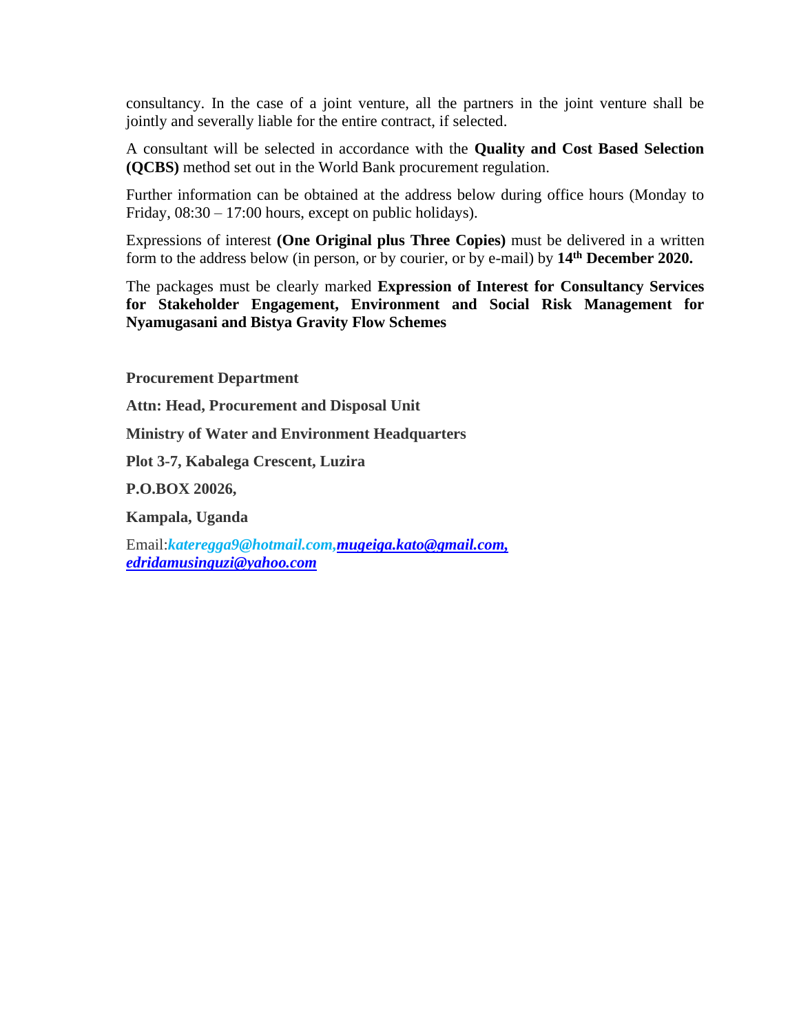consultancy. In the case of a joint venture, all the partners in the joint venture shall be jointly and severally liable for the entire contract, if selected.

A consultant will be selected in accordance with the **Quality and Cost Based Selection (QCBS)** method set out in the World Bank procurement regulation.

Further information can be obtained at the address below during office hours (Monday to Friday, 08:30 – 17:00 hours, except on public holidays).

Expressions of interest **(One Original plus Three Copies)** must be delivered in a written form to the address below (in person, or by courier, or by e-mail) by **14th December 2020.**

The packages must be clearly marked **Expression of Interest for Consultancy Services for Stakeholder Engagement, Environment and Social Risk Management for Nyamugasani and Bistya Gravity Flow Schemes**

**Procurement Department**

**Attn: Head, Procurement and Disposal Unit**

**Ministry of Water and Environment Headquarters**

**Plot 3-7, Kabalega Crescent, Luzira**

**P.O.BOX 20026,**

**Kampala, Uganda**

Email:***kateregga9@hotmail.com,mugeiga.kato@gmail.com, edridamusinguzi@yahoo.com***